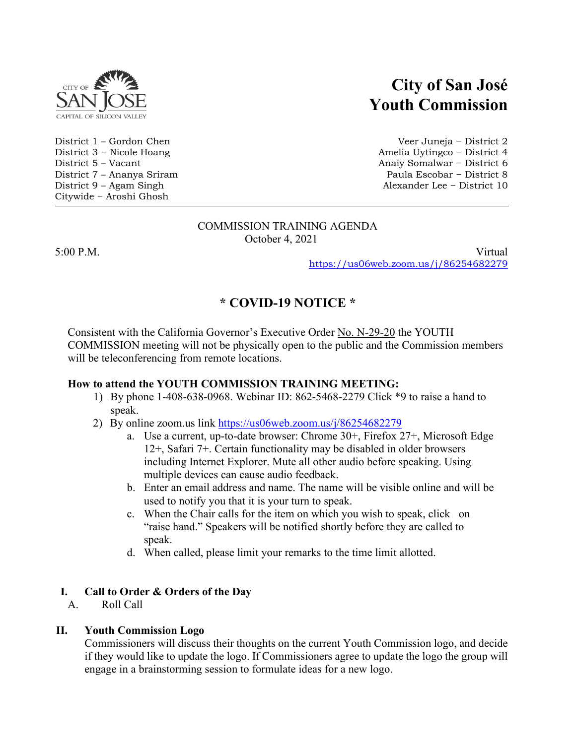# City of San José Youth Commission

District 1 – Gordon Chen
Veer Juneja – District 2
District 3 – Nicole Hoang
Amelia Uytingco – District 4
District 5 – Vacant
Anaiy Somalwar – District 6
District 7 – Ananya Sriram
Paula Escobar – District 8
District 9 – Agam Singh
Alexander Lee – District 10
Citywide – Aroshi Ghosh

---

COMMISSION TRAINING AGENDA
October 4, 2021

5:00 P.M.

Virtual
https://us06web.zoom.us/j/86254682279

## * COVID-19 NOTICE *

Consistent with the California Governor's Executive Order No. N-29-20 the YOUTH COMMISSION meeting will not be physically open to the public and the Commission members will be teleconferencing from remote locations.

**How to attend the YOUTH COMMISSION TRAINING MEETING:**

1) By phone 1-408-638-0968. Webinar ID: 862-5468-2279 Click *9 to raise a hand to speak.
2) By online zoom.us link https://us06web.zoom.us/j/86254682279
   a. Use a current, up-to-date browser: Chrome 30+, Firefox 27+, Microsoft Edge 12+, Safari 7+. Certain functionality may be disabled in older browsers including Internet Explorer. Mute all other audio before speaking. Using multiple devices can cause audio feedback.
   b. Enter an email address and name. The name will be visible online and will be used to notify you that it is your turn to speak.
   c. When the Chair calls for the item on which you wish to speak, click on "raise hand." Speakers will be notified shortly before they are called to speak.
   d. When called, please limit your remarks to the time limit allotted.

**I. Call to Order & Orders of the Day**

A. Roll Call

**II. Youth Commission Logo**

Commissioners will discuss their thoughts on the current Youth Commission logo, and decide if they would like to update the logo. If Commissioners agree to update the logo the group will engage in a brainstorming session to formulate ideas for a new logo.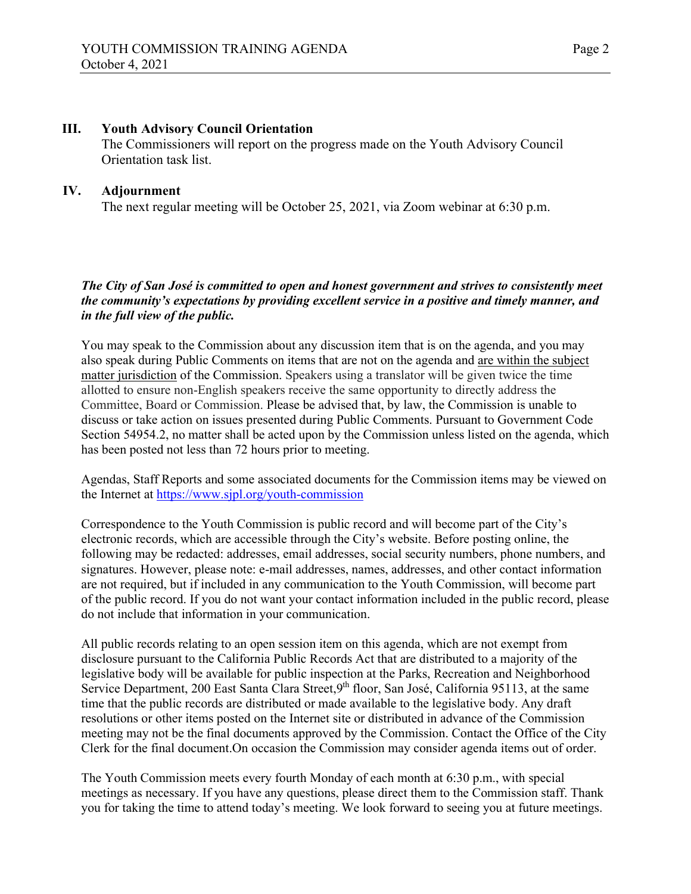## III. Youth Advisory Council Orientation

The Commissioners will report on the progress made on the Youth Advisory Council Orientation task list.

## IV. Adjournment

The next regular meeting will be October 25, 2021, via Zoom webinar at 6:30 p.m.

***The City of San José is committed to open and honest government and strives to consistently meet the community's expectations by providing excellent service in a positive and timely manner, and in the full view of the public.***

You may speak to the Commission about any discussion item that is on the agenda, and you may also speak during Public Comments on items that are not on the agenda and are within the subject matter jurisdiction of the Commission. Speakers using a translator will be given twice the time allotted to ensure non-English speakers receive the same opportunity to directly address the Committee, Board or Commission. Please be advised that, by law, the Commission is unable to discuss or take action on issues presented during Public Comments. Pursuant to Government Code Section 54954.2, no matter shall be acted upon by the Commission unless listed on the agenda, which has been posted not less than 72 hours prior to meeting.

Agendas, Staff Reports and some associated documents for the Commission items may be viewed on the Internet at https://www.sjpl.org/youth-commission

Correspondence to the Youth Commission is public record and will become part of the City's electronic records, which are accessible through the City's website. Before posting online, the following may be redacted: addresses, email addresses, social security numbers, phone numbers, and signatures. However, please note: e-mail addresses, names, addresses, and other contact information are not required, but if included in any communication to the Youth Commission, will become part of the public record. If you do not want your contact information included in the public record, please do not include that information in your communication.

All public records relating to an open session item on this agenda, which are not exempt from disclosure pursuant to the California Public Records Act that are distributed to a majority of the legislative body will be available for public inspection at the Parks, Recreation and Neighborhood Service Department, 200 East Santa Clara Street,9th floor, San José, California 95113, at the same time that the public records are distributed or made available to the legislative body. Any draft resolutions or other items posted on the Internet site or distributed in advance of the Commission meeting may not be the final documents approved by the Commission. Contact the Office of the City Clerk for the final document.On occasion the Commission may consider agenda items out of order.

The Youth Commission meets every fourth Monday of each month at 6:30 p.m., with special meetings as necessary. If you have any questions, please direct them to the Commission staff. Thank you for taking the time to attend today's meeting. We look forward to seeing you at future meetings.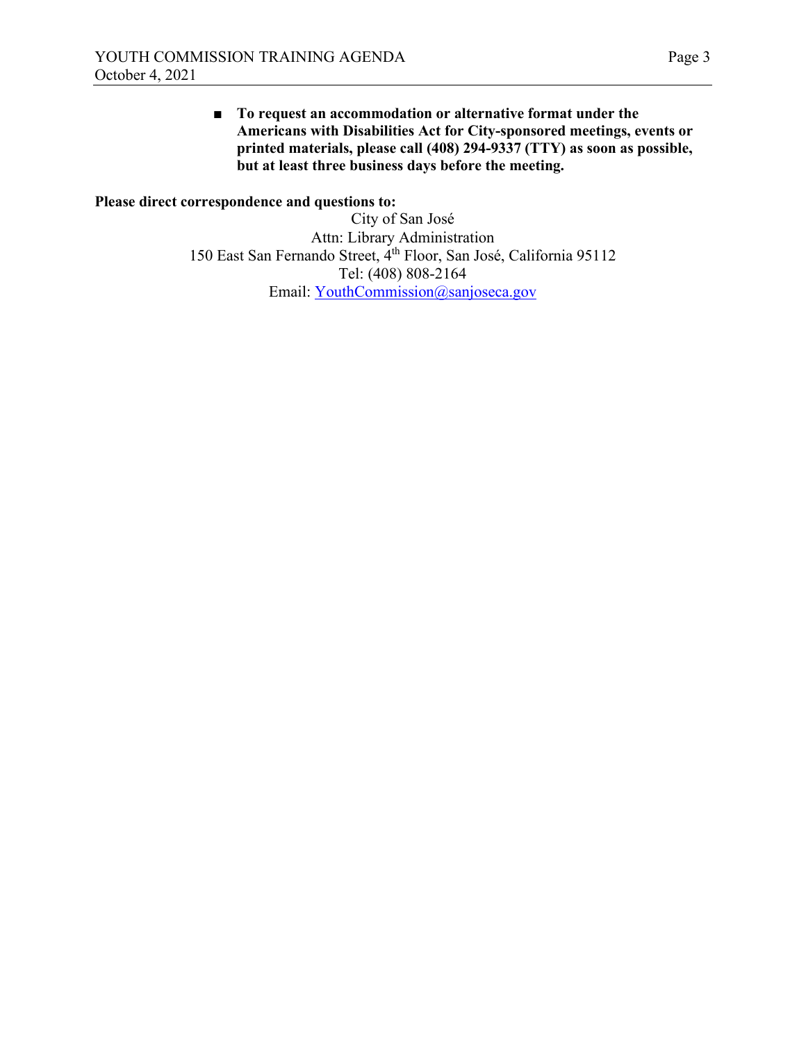- **To request an accommodation or alternative format under the Americans with Disabilities Act for City-sponsored meetings, events or printed materials, please call (408) 294-9337 (TTY) as soon as possible, but at least three business days before the meeting.**

**Please direct correspondence and questions to:**

City of San José
Attn: Library Administration
150 East San Fernando Street, 4th Floor, San José, California 95112
Tel: (408) 808-2164
Email: YouthCommission@sanjoseca.gov